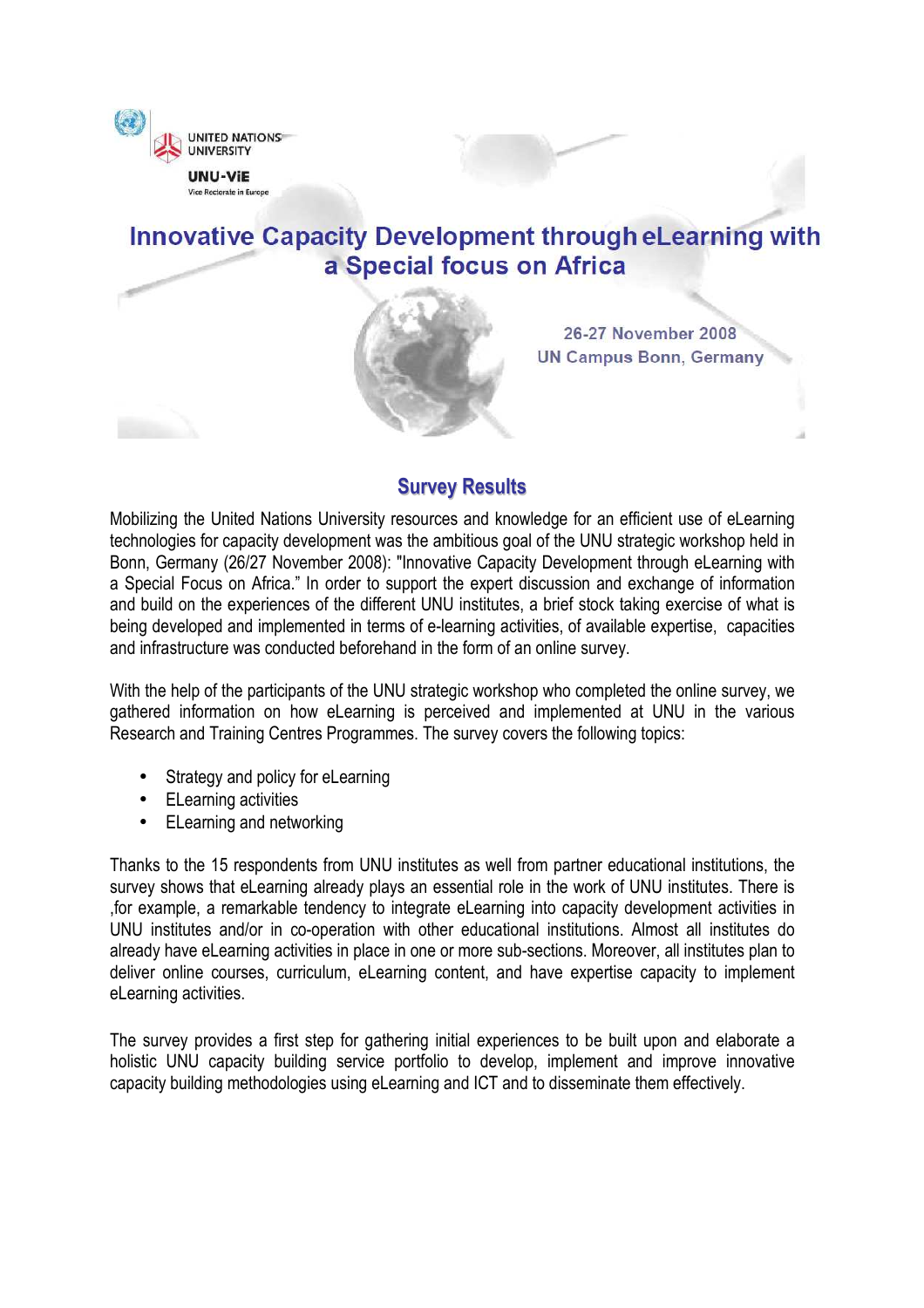UNITED NATIONS UNIVERSITY

UNU-ViE

Vice Rectorate in Europe

# Innovative Capacity Development through eLearning with a Special focus on Africa

26-27 November 2008
UN Campus Bonn, Germany

## Survey Results

Mobilizing the United Nations University resources and knowledge for an efficient use of eLearning technologies for capacity development was the ambitious goal of the UNU strategic workshop held in Bonn, Germany (26/27 November 2008): "Innovative Capacity Development through eLearning with a Special Focus on Africa." In order to support the expert discussion and exchange of information and build on the experiences of the different UNU institutes, a brief stock taking exercise of what is being developed and implemented in terms of e-learning activities, of available expertise, capacities and infrastructure was conducted beforehand in the form of an online survey.

With the help of the participants of the UNU strategic workshop who completed the online survey, we gathered information on how eLearning is perceived and implemented at UNU in the various Research and Training Centres Programmes. The survey covers the following topics:

- Strategy and policy for eLearning
- ELearning activities
- ELearning and networking

Thanks to the 15 respondents from UNU institutes as well from partner educational institutions, the survey shows that eLearning already plays an essential role in the work of UNU institutes. There is ,for example, a remarkable tendency to integrate eLearning into capacity development activities in UNU institutes and/or in co-operation with other educational institutions. Almost all institutes do already have eLearning activities in place in one or more sub-sections. Moreover, all institutes plan to deliver online courses, curriculum, eLearning content, and have expertise capacity to implement eLearning activities.

The survey provides a first step for gathering initial experiences to be built upon and elaborate a holistic UNU capacity building service portfolio to develop, implement and improve innovative capacity building methodologies using eLearning and ICT and to disseminate them effectively.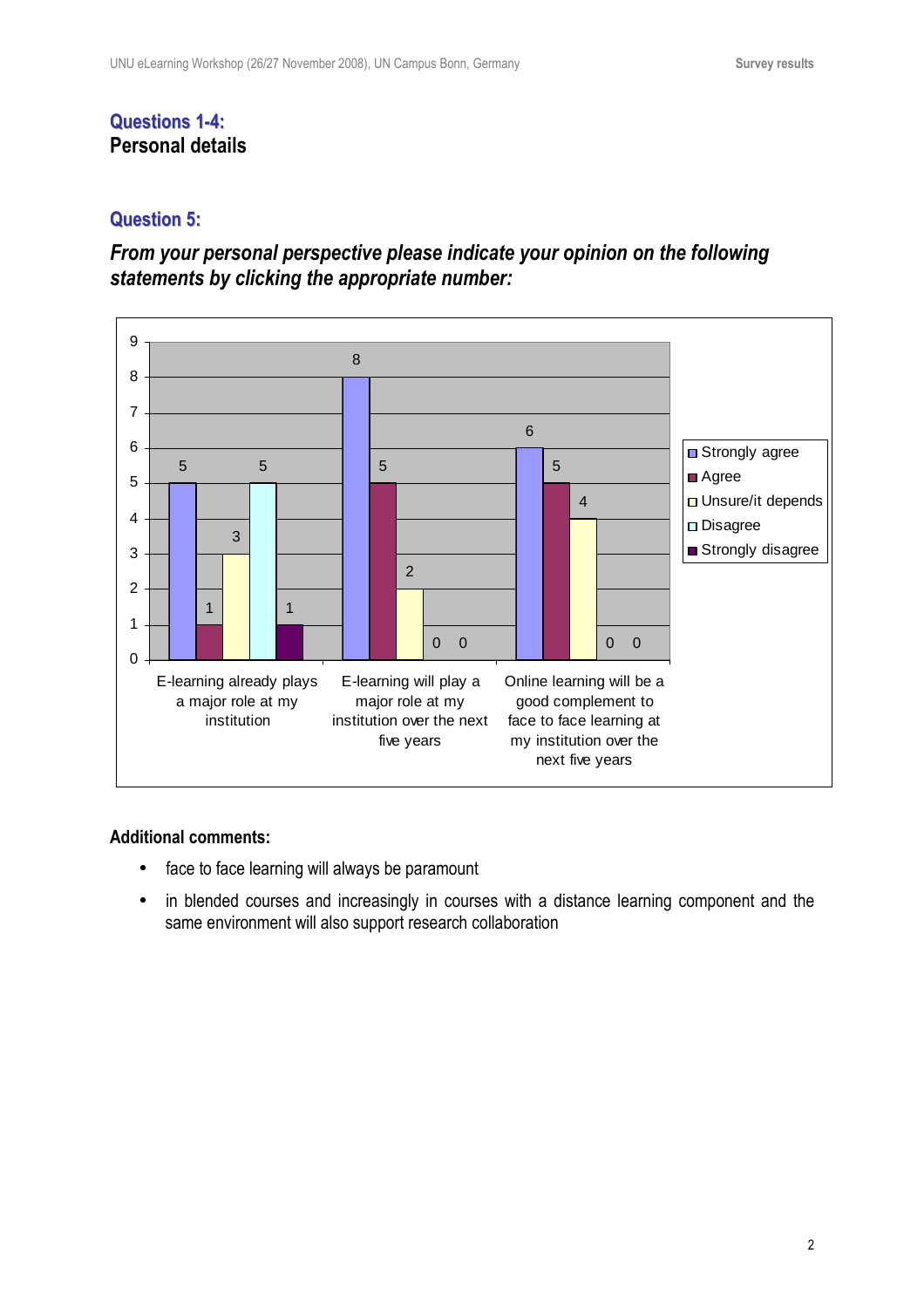## Questions 1-4:

**Personal details**

## Question 5:

### *From your personal perspective please indicate your opinion on the following statements by clicking the appropriate number:*

| | Strongly agree | Agree | Unsure/it depends | Disagree | Strongly disagree |
|---|---|---|---|---|---|
| E-learning already plays a major role at my institution | 5 | 1 | 3 | 5 | 1 |
| E-learning will play a major role at my institution over the next five years | 8 | 5 | 2 | 0 | 0 |
| Online learning will be a good complement to face to face learning at my institution over the next five years | 6 | 5 | 4 | 0 | 0 |

**Additional comments:**

- face to face learning will always be paramount
- in blended courses and increasingly in courses with a distance learning component and the same environment will also support research collaboration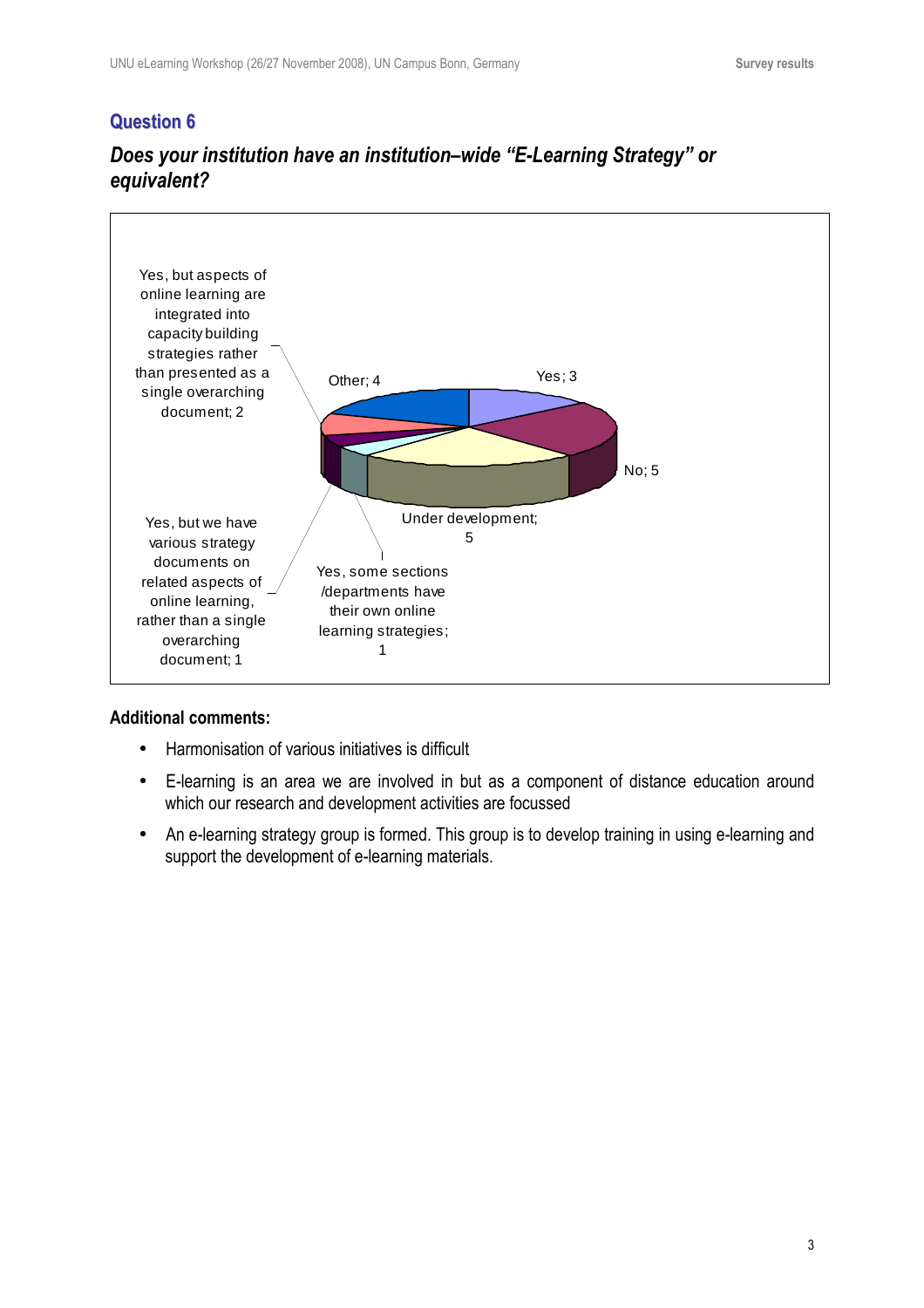## Question 6

### *Does your institution have an institution–wide "E-Learning Strategy" or equivalent?*

Yes; 3

No; 5

Under development; 5

Yes, some sections /departments have their own online learning strategies; 1

Yes, but we have various strategy documents on related aspects of online learning, rather than a single overarching document; 1

Yes, but aspects of online learning are integrated into capacity building strategies rather than presented as a single overarching document; 2

Other; 4

**Additional comments:**

- Harmonisation of various initiatives is difficult
- E-learning is an area we are involved in but as a component of distance education around which our research and development activities are focussed
- An e-learning strategy group is formed. This group is to develop training in using e-learning and support the development of e-learning materials.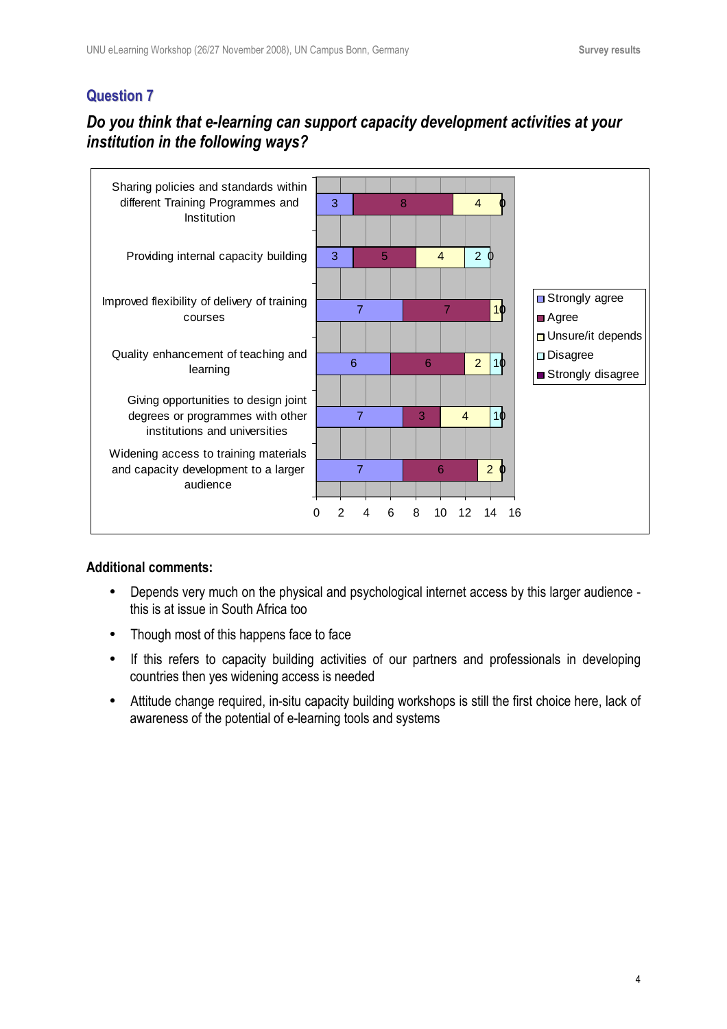## Question 7

### *Do you think that e-learning can support capacity development activities at your institution in the following ways?*

| | Strongly agree | Agree | Unsure/it depends | Disagree | Strongly disagree |
|---|---|---|---|---|---|
| Sharing policies and standards within different Training Programmes and Institution | 3 | 8 | 4 | 0 | |
| Providing internal capacity building | 3 | 5 | 4 | 2 | 0 |
| Improved flexibility of delivery of training courses | 7 | 7 | 1 | 0 | |
| Quality enhancement of teaching and learning | 6 | 6 | 2 | 1 | 0 |
| Giving opportunities to design joint degrees or programmes with other institutions and universities | 7 | 3 | 4 | 1 | 0 |
| Widening access to training materials and capacity development to a larger audience | 7 | 6 | 2 | 0 | |

**Additional comments:**

- Depends very much on the physical and psychological internet access by this larger audience - this is at issue in South Africa too
- Though most of this happens face to face
- If this refers to capacity building activities of our partners and professionals in developing countries then yes widening access is needed
- Attitude change required, in-situ capacity building workshops is still the first choice here, lack of awareness of the potential of e-learning tools and systems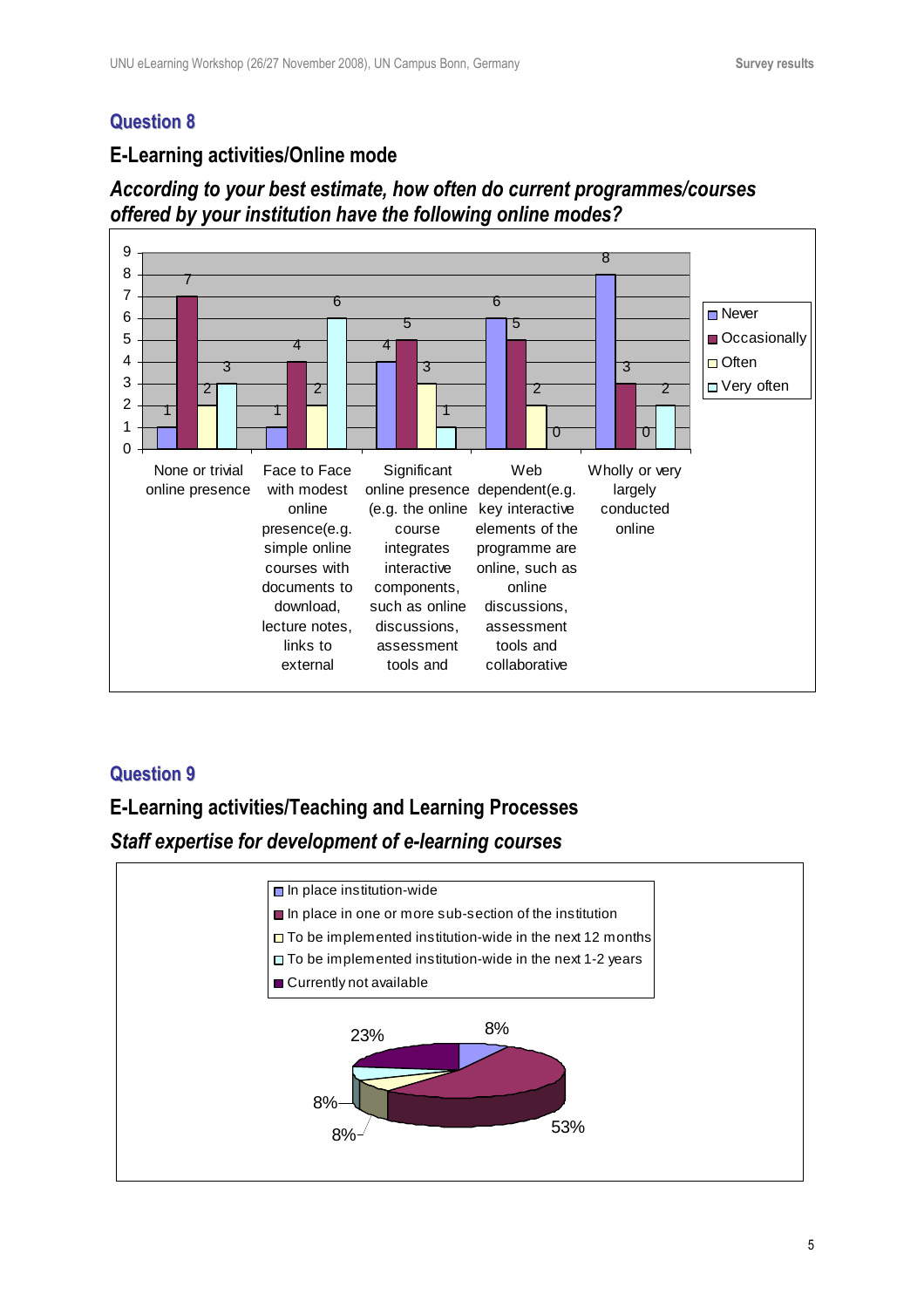## Question 8

### E-Learning activities/Online mode

### *According to your best estimate, how often do current programmes/courses offered by your institution have the following online modes?*

| | Never | Occasionally | Often | Very often |
|---|---|---|---|---|
| None or trivial online presence | 1 | 7 | 2 | 3 |
| Face to Face with modest online presence(e.g. simple online courses with documents to download, lecture notes, links to external | 1 | 4 | 2 | 6 |
| Significant online presence (e.g. the online course integrates interactive components, such as online discussions, assessment tools and | 4 | 5 | 3 | 1 |
| Web dependent(e.g. key interactive elements of the programme are online, such as online discussions, assessment tools and collaborative | 6 | 5 | 2 | 0 |
| Wholly or very largely conducted online | 8 | 3 | 0 | 2 |

## Question 9

### E-Learning activities/Teaching and Learning Processes

### *Staff expertise for development of e-learning courses*

| Response | Percentage |
|---|---|
| In place institution-wide | 8% |
| In place in one or more sub-section of the institution | 53% |
| To be implemented institution-wide in the next 12 months | 8% |
| To be implemented institution-wide in the next 1-2 years | 8% |
| Currently not available | 23% |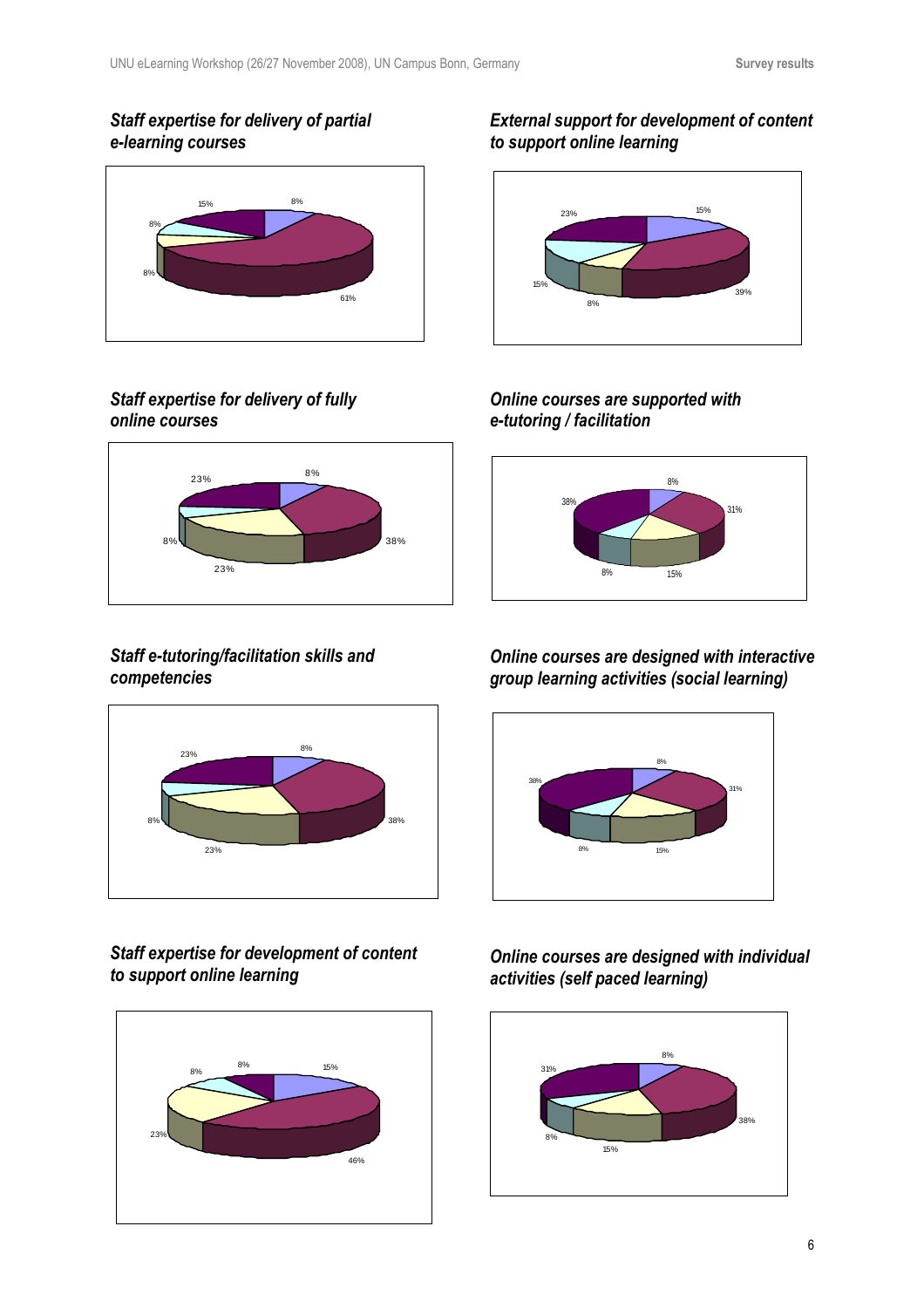### *Staff expertise for delivery of partial e-learning courses*

15%
8%
8%
8%
61%

### *External support for development of content to support online learning*

23%
15%
15%
8%
39%

### *Staff expertise for delivery of fully online courses*

23%
8%
8%
23%
38%

### *Online courses are supported with e-tutoring / facilitation*

38%
8%
31%
8%
15%

### *Staff e-tutoring/facilitation skills and competencies*

23%
8%
8%
23%
38%

### *Online courses are designed with interactive group learning activities (social learning)*

38%
8%
31%
8%
15%

### *Staff expertise for development of content to support online learning*

8%
8%
15%
23%
46%

### *Online courses are designed with individual activities (self paced learning)*

31%
8%
38%
8%
15%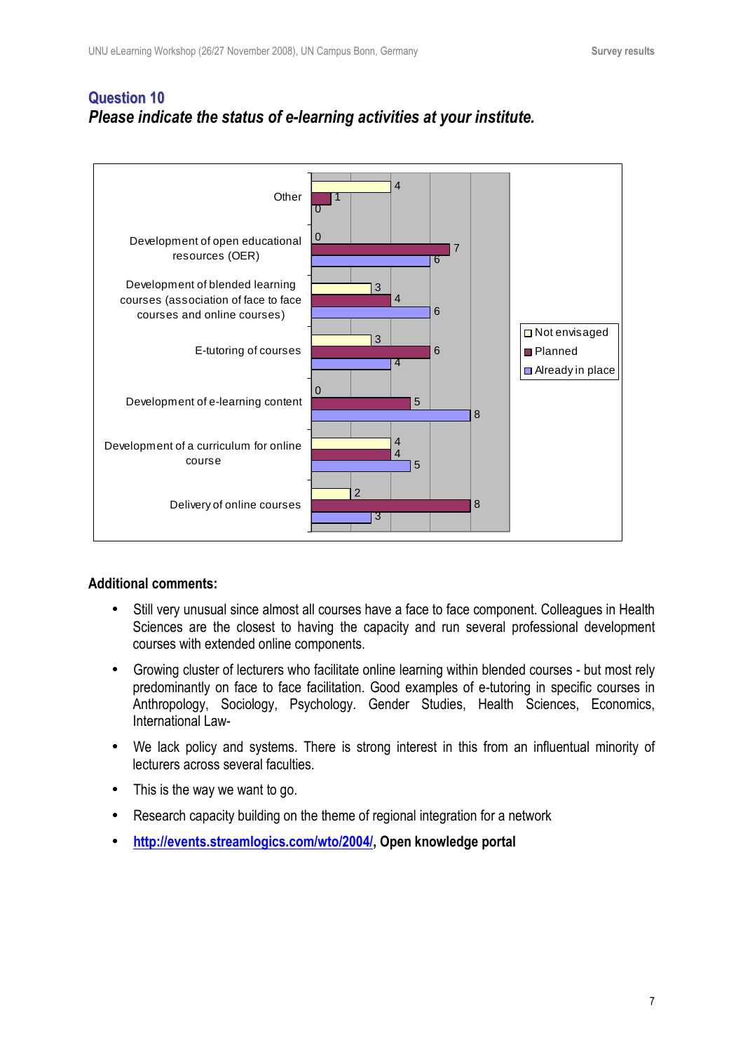## Question 10

***Please indicate the status of e-learning activities at your institute.***

| | Not envisaged | Planned | Already in place |
|---|---|---|---|
| Other | 4 | 1 | 0 |
| Development of open educational resources (OER) | 0 | 7 | 6 |
| Development of blended learning courses (association of face to face courses and online courses) | 3 | 4 | 6 |
| E-tutoring of courses | 3 | 6 | 4 |
| Development of e-learning content | 0 | 5 | 8 |
| Development of a curriculum for online course | 4 | 4 | 5 |
| Delivery of online courses | 2 | 8 | 3 |

**Additional comments:**

- Still very unusual since almost all courses have a face to face component. Colleagues in Health Sciences are the closest to having the capacity and run several professional development courses with extended online components.
- Growing cluster of lecturers who facilitate online learning within blended courses - but most rely predominantly on face to face facilitation. Good examples of e-tutoring in specific courses in Anthropology, Sociology, Psychology. Gender Studies, Health Sciences, Economics, International Law-
- We lack policy and systems. There is strong interest in this from an influential minority of lecturers across several faculties.
- This is the way we want to go.
- Research capacity building on the theme of regional integration for a network
- **http://events.streamlogics.com/wto/2004/, Open knowledge portal**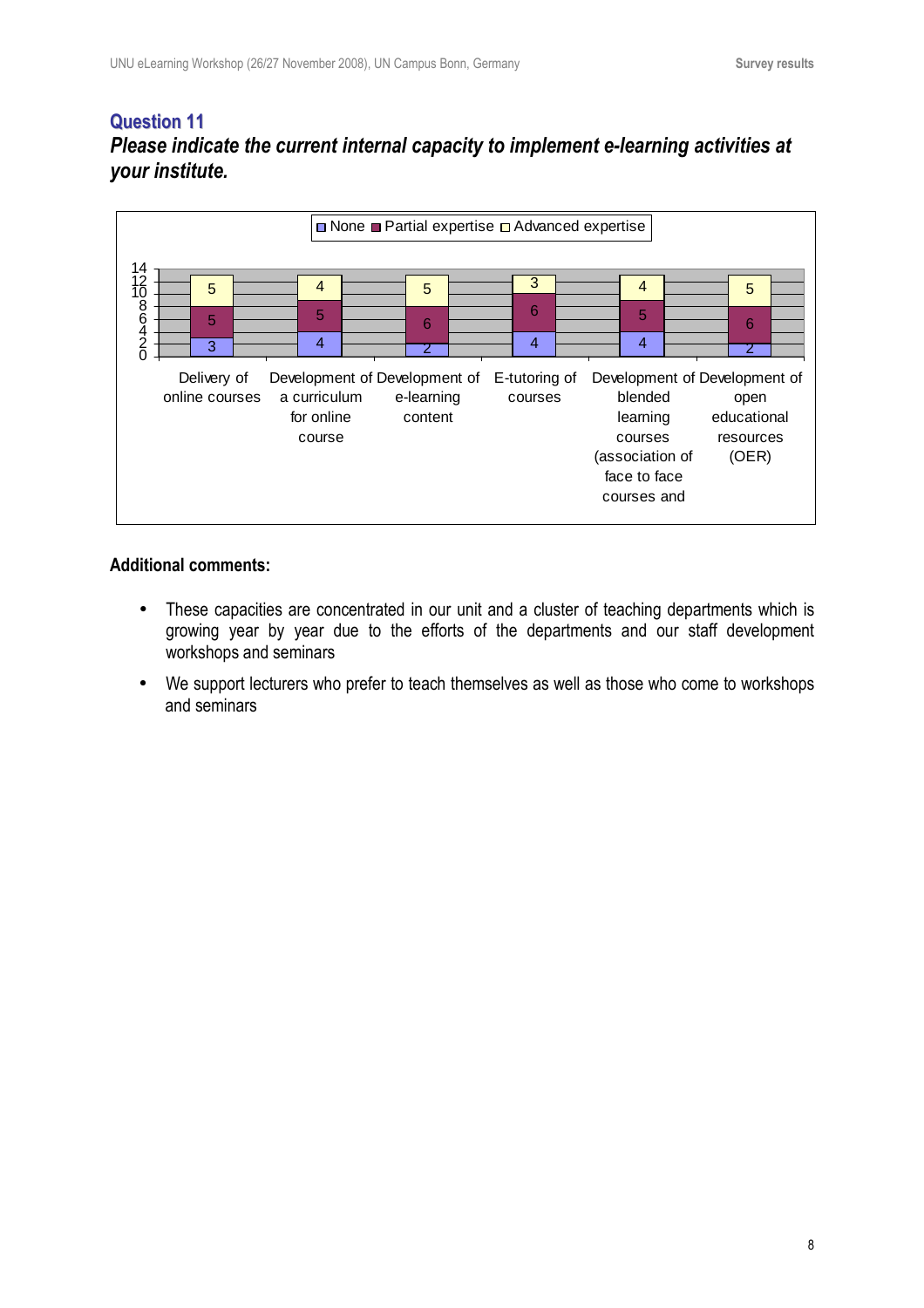## Question 11

### *Please indicate the current internal capacity to implement e-learning activities at your institute.*

| | None | Partial expertise | Advanced expertise |
|---|---|---|---|
| Delivery of online courses | 3 | 5 | 5 |
| Development of a curriculum for online course | 4 | 5 | 4 |
| Development of e-learning content | 2 | 6 | 5 |
| E-tutoring of courses | 4 | 6 | 3 |
| Development of blended learning courses (association of face to face courses and | 4 | 5 | 4 |
| Development of open educational resources (OER) | 2 | 6 | 5 |

**Additional comments:**

- These capacities are concentrated in our unit and a cluster of teaching departments which is growing year by year due to the efforts of the departments and our staff development workshops and seminars
- We support lecturers who prefer to teach themselves as well as those who come to workshops and seminars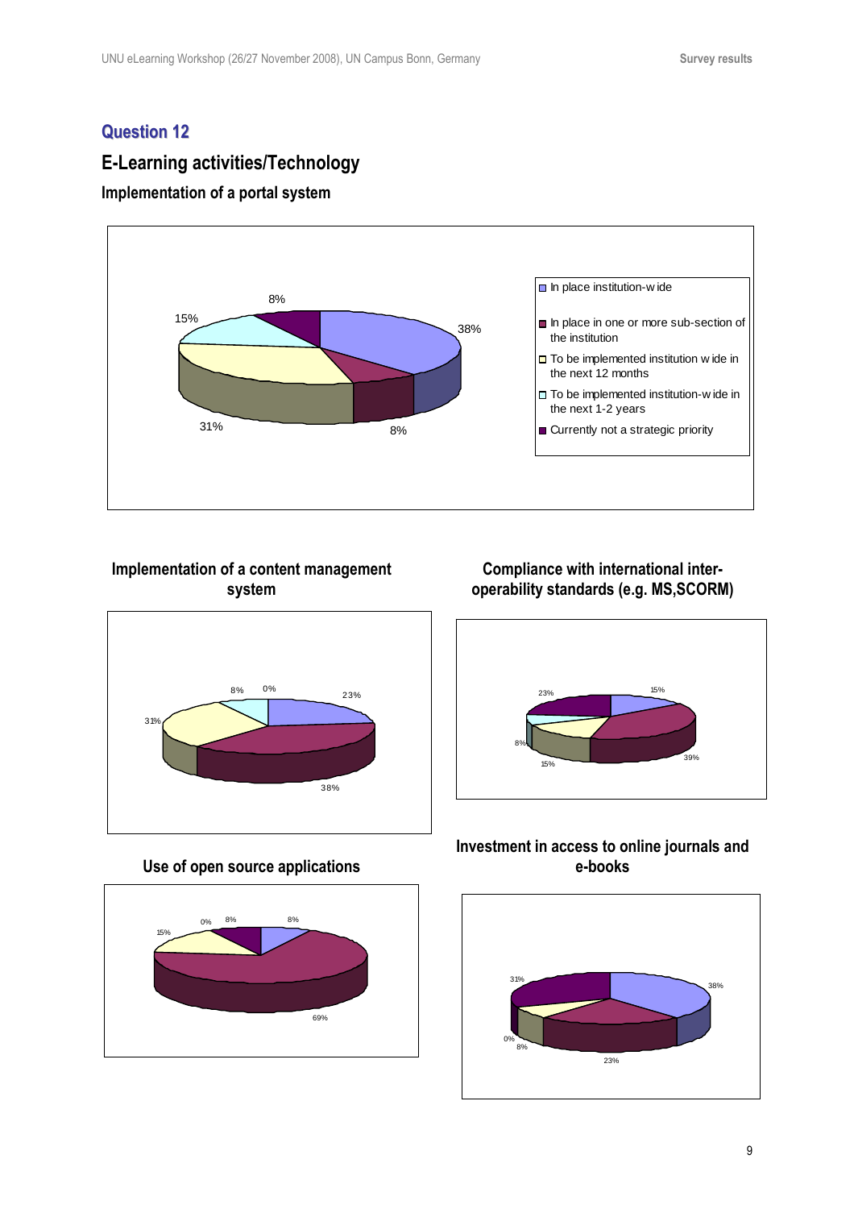## Question 12

## E-Learning activities/Technology

### Implementation of a portal system

- In place institution-wide: 38%
- In place in one or more sub-section of the institution: 8%
- To be implemented institution wide in the next 12 months: 31%
- To be implemented institution-wide in the next 1-2 years: 15%
- Currently not a strategic priority: 8%

### Implementation of a content management system

23%, 38%, 31%, 8%, 0%

### Compliance with international inter-operability standards (e.g. MS,SCORM)

15%, 39%, 15%, 8%, 23%

### Use of open source applications

8%, 69%, 15%, 0%, 8%

### Investment in access to online journals and e-books

38%, 23%, 8%, 0%, 31%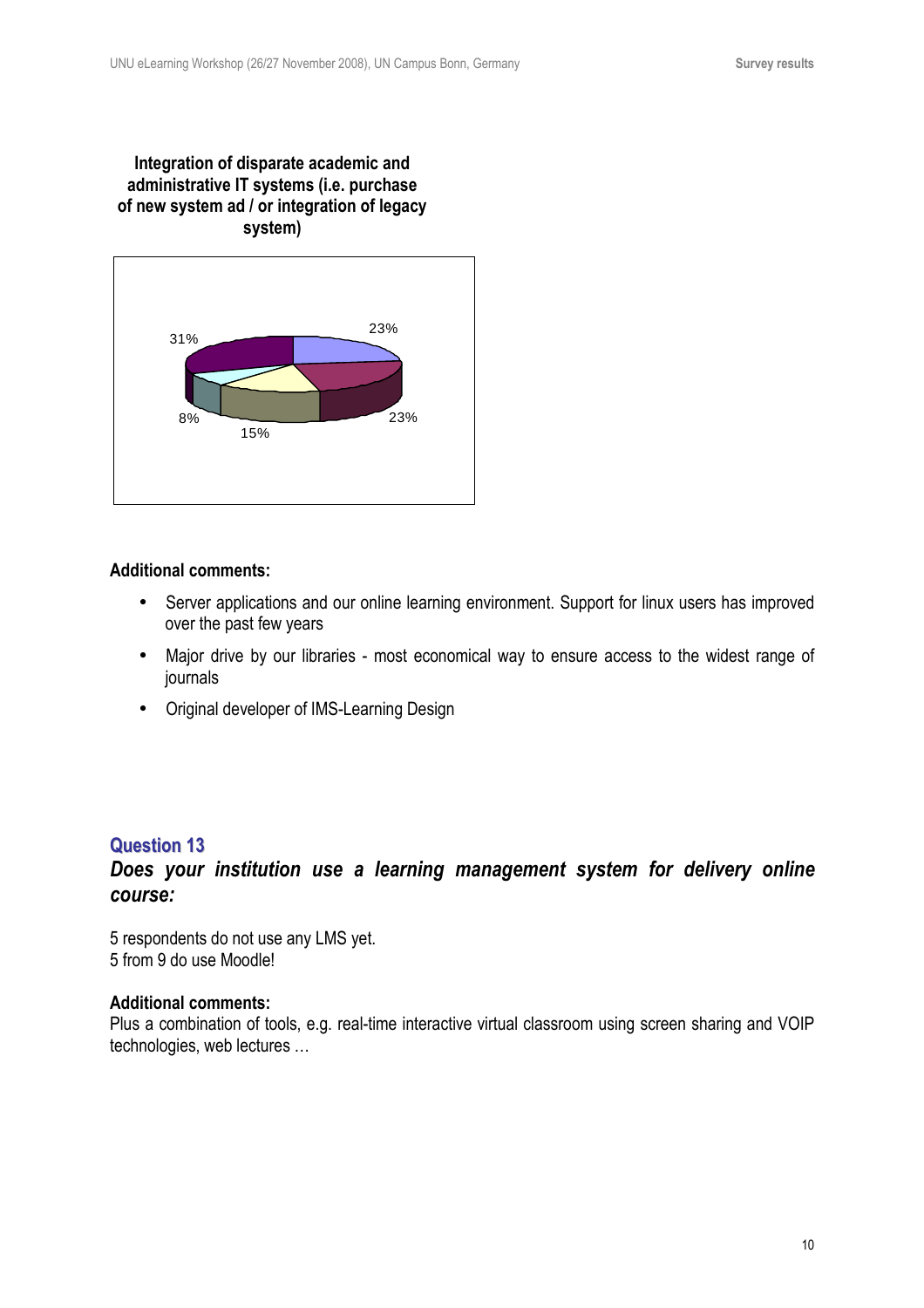**Integration of disparate academic and administrative IT systems (i.e. purchase of new system ad / or integration of legacy system)**

31%
23%
23%
15%
8%

**Additional comments:**

- Server applications and our online learning environment. Support for linux users has improved over the past few years
- Major drive by our libraries - most economical way to ensure access to the widest range of journals
- Original developer of IMS-Learning Design

## Question 13

***Does your institution use a learning management system for delivery online course:***

5 respondents do not use any LMS yet.
5 from 9 do use Moodle!

**Additional comments:**
Plus a combination of tools, e.g. real-time interactive virtual classroom using screen sharing and VOIP technologies, web lectures …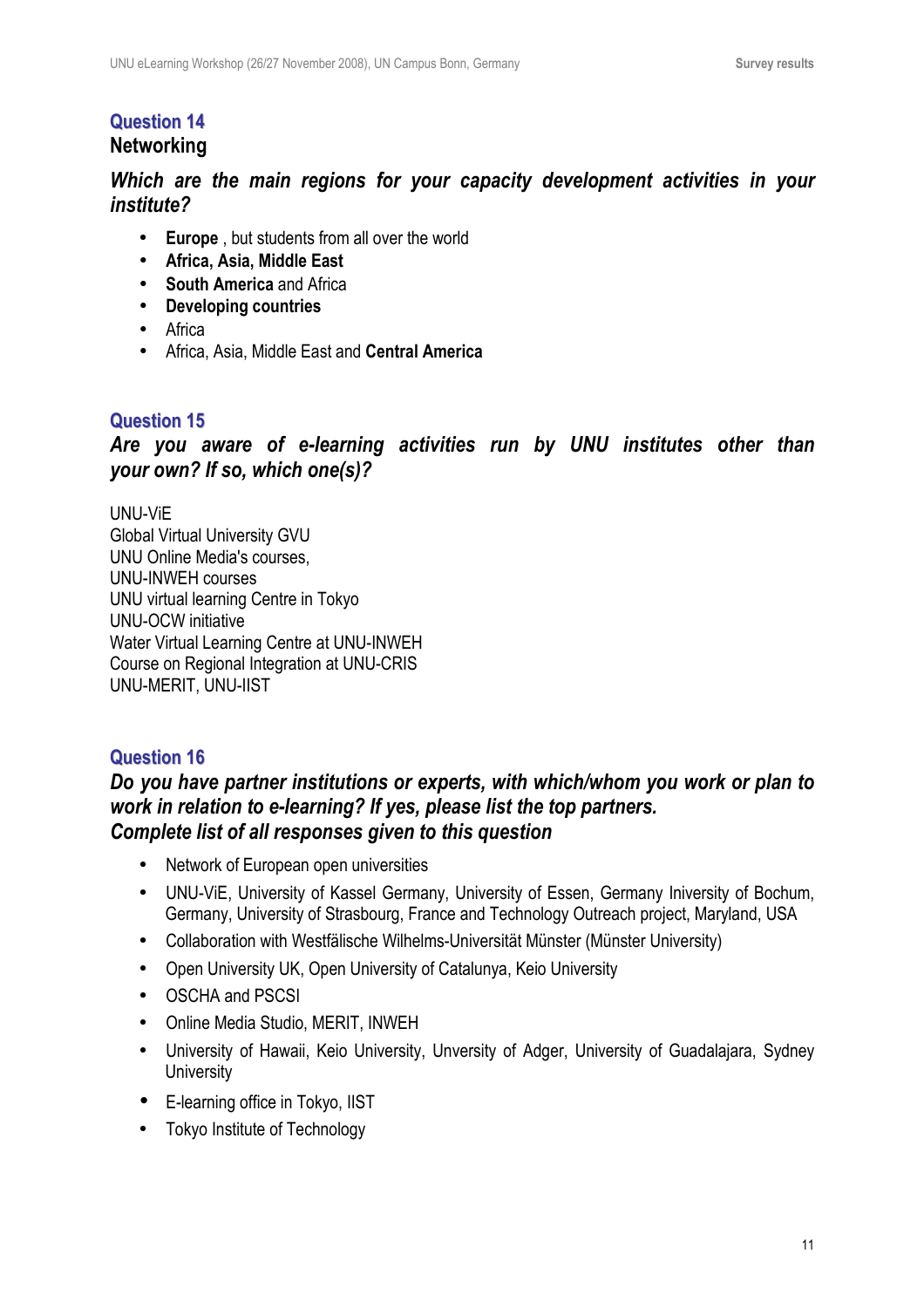## Question 14

### Networking

### *Which are the main regions for your capacity development activities in your institute?*

- **Europe** , but students from all over the world
- **Africa, Asia, Middle East**
- **South America** and Africa
- **Developing countries**
- Africa
- Africa, Asia, Middle East and **Central America**

## Question 15

### *Are you aware of e-learning activities run by UNU institutes other than your own? If so, which one(s)?*

UNU-ViE
Global Virtual University GVU
UNU Online Media's courses,
UNU-INWEH courses
UNU virtual learning Centre in Tokyo
UNU-OCW initiative
Water Virtual Learning Centre at UNU-INWEH
Course on Regional Integration at UNU-CRIS
UNU-MERIT, UNU-IIST

## Question 16

### *Do you have partner institutions or experts, with which/whom you work or plan to work in relation to e-learning? If yes, please list the top partners. Complete list of all responses given to this question*

- Network of European open universities
- UNU-ViE, University of Kassel Germany, University of Essen, Germany Iniversity of Bochum, Germany, University of Strasbourg, France and Technology Outreach project, Maryland, USA
- Collaboration with Westfälische Wilhelms-Universität Münster (Münster University)
- Open University UK, Open University of Catalunya, Keio University
- OSCHA and PSCSI
- Online Media Studio, MERIT, INWEH
- University of Hawaii, Keio University, Unversity of Adger, University of Guadalajara, Sydney University
- E-learning office in Tokyo, IIST
- Tokyo Institute of Technology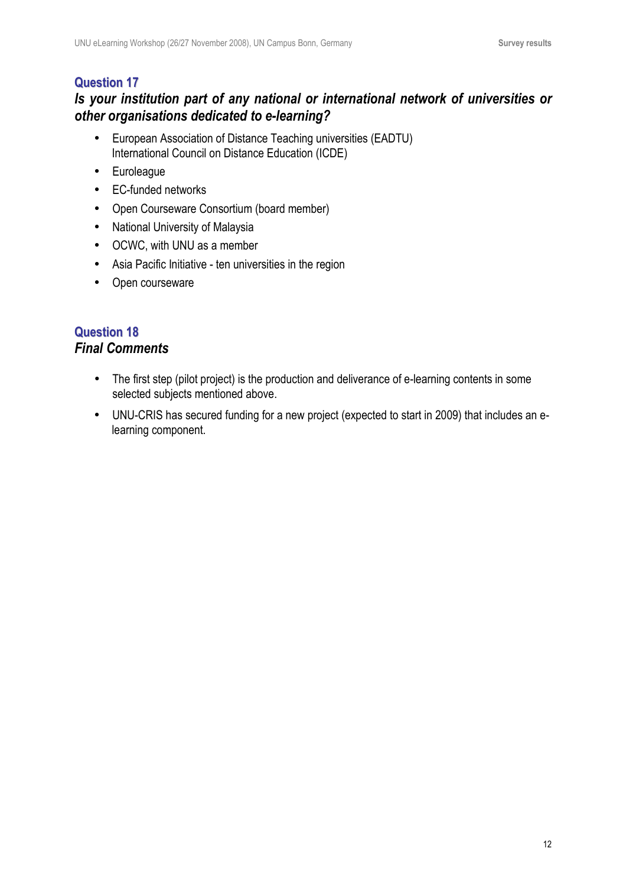## Question 17

### *Is your institution part of any national or international network of universities or other organisations dedicated to e-learning?*

- European Association of Distance Teaching universities (EADTU)
  International Council on Distance Education (ICDE)
- Euroleague
- EC-funded networks
- Open Courseware Consortium (board member)
- National University of Malaysia
- OCWC, with UNU as a member
- Asia Pacific Initiative - ten universities in the region
- Open courseware

## Question 18

### *Final Comments*

- The first step (pilot project) is the production and deliverance of e-learning contents in some selected subjects mentioned above.
- UNU-CRIS has secured funding for a new project (expected to start in 2009) that includes an e-learning component.